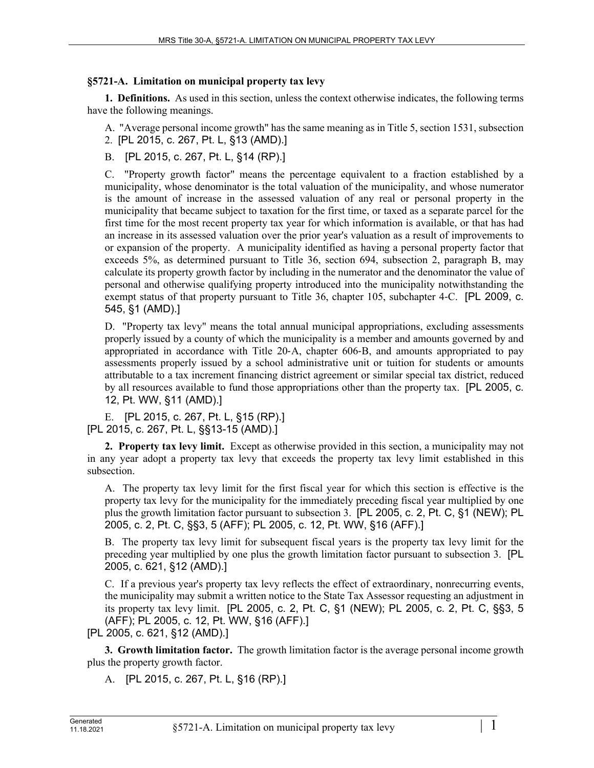**§5721-A. Limitation on municipal property tax levy**

**1. Definitions.** As used in this section, unless the context otherwise indicates, the following terms have the following meanings.

A. "Average personal income growth" has the same meaning as in Title 5, section 1531, subsection 2. [PL 2015, c. 267, Pt. L, §13 (AMD).]

B. [PL 2015, c. 267, Pt. L, §14 (RP).]

C. "Property growth factor" means the percentage equivalent to a fraction established by a municipality, whose denominator is the total valuation of the municipality, and whose numerator is the amount of increase in the assessed valuation of any real or personal property in the municipality that became subject to taxation for the first time, or taxed as a separate parcel for the first time for the most recent property tax year for which information is available, or that has had an increase in its assessed valuation over the prior year's valuation as a result of improvements to or expansion of the property. A municipality identified as having a personal property factor that exceeds 5%, as determined pursuant to Title 36, section 694, subsection 2, paragraph B, may calculate its property growth factor by including in the numerator and the denominator the value of personal and otherwise qualifying property introduced into the municipality notwithstanding the exempt status of that property pursuant to Title 36, chapter 105, subchapter 4-C. [PL 2009, c. 545, §1 (AMD).]

D. "Property tax levy" means the total annual municipal appropriations, excluding assessments properly issued by a county of which the municipality is a member and amounts governed by and appropriated in accordance with Title 20-A, chapter 606-B, and amounts appropriated to pay assessments properly issued by a school administrative unit or tuition for students or amounts attributable to a tax increment financing district agreement or similar special tax district, reduced by all resources available to fund those appropriations other than the property tax. [PL 2005, c. 12, Pt. WW, §11 (AMD).]

E. [PL 2015, c. 267, Pt. L, §15 (RP).]

[PL 2015, c. 267, Pt. L, §§13-15 (AMD).]

**2. Property tax levy limit.** Except as otherwise provided in this section, a municipality may not in any year adopt a property tax levy that exceeds the property tax levy limit established in this subsection.

A. The property tax levy limit for the first fiscal year for which this section is effective is the property tax levy for the municipality for the immediately preceding fiscal year multiplied by one plus the growth limitation factor pursuant to subsection 3. [PL 2005, c. 2, Pt. C, §1 (NEW); PL 2005, c. 2, Pt. C, §§3, 5 (AFF); PL 2005, c. 12, Pt. WW, §16 (AFF).]

B. The property tax levy limit for subsequent fiscal years is the property tax levy limit for the preceding year multiplied by one plus the growth limitation factor pursuant to subsection 3. [PL 2005, c. 621, §12 (AMD).]

C. If a previous year's property tax levy reflects the effect of extraordinary, nonrecurring events, the municipality may submit a written notice to the State Tax Assessor requesting an adjustment in its property tax levy limit. [PL 2005, c. 2, Pt. C, §1 (NEW); PL 2005, c. 2, Pt. C, §§3, 5 (AFF); PL 2005, c. 12, Pt. WW, §16 (AFF).]

[PL 2005, c. 621, §12 (AMD).]

**3. Growth limitation factor.** The growth limitation factor is the average personal income growth plus the property growth factor.

A. [PL 2015, c. 267, Pt. L, §16 (RP).]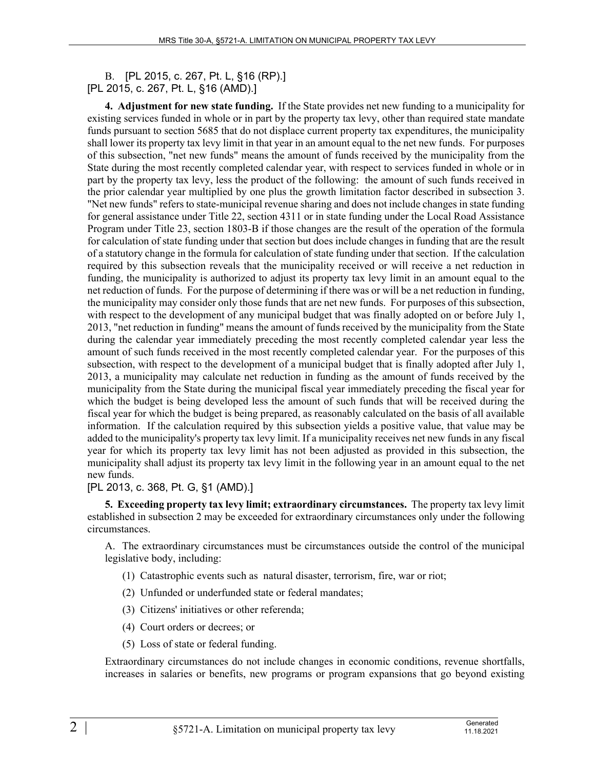B. [PL 2015, c. 267, Pt. L, §16 (RP).]
[PL 2015, c. 267, Pt. L, §16 (AMD).]

**4. Adjustment for new state funding.** If the State provides net new funding to a municipality for existing services funded in whole or in part by the property tax levy, other than required state mandate funds pursuant to section 5685 that do not displace current property tax expenditures, the municipality shall lower its property tax levy limit in that year in an amount equal to the net new funds. For purposes of this subsection, "net new funds" means the amount of funds received by the municipality from the State during the most recently completed calendar year, with respect to services funded in whole or in part by the property tax levy, less the product of the following: the amount of such funds received in the prior calendar year multiplied by one plus the growth limitation factor described in subsection 3. "Net new funds" refers to state-municipal revenue sharing and does not include changes in state funding for general assistance under Title 22, section 4311 or in state funding under the Local Road Assistance Program under Title 23, section 1803-B if those changes are the result of the operation of the formula for calculation of state funding under that section but does include changes in funding that are the result of a statutory change in the formula for calculation of state funding under that section. If the calculation required by this subsection reveals that the municipality received or will receive a net reduction in funding, the municipality is authorized to adjust its property tax levy limit in an amount equal to the net reduction of funds. For the purpose of determining if there was or will be a net reduction in funding, the municipality may consider only those funds that are net new funds. For purposes of this subsection, with respect to the development of any municipal budget that was finally adopted on or before July 1, 2013, "net reduction in funding" means the amount of funds received by the municipality from the State during the calendar year immediately preceding the most recently completed calendar year less the amount of such funds received in the most recently completed calendar year. For the purposes of this subsection, with respect to the development of a municipal budget that is finally adopted after July 1, 2013, a municipality may calculate net reduction in funding as the amount of funds received by the municipality from the State during the municipal fiscal year immediately preceding the fiscal year for which the budget is being developed less the amount of such funds that will be received during the fiscal year for which the budget is being prepared, as reasonably calculated on the basis of all available information. If the calculation required by this subsection yields a positive value, that value may be added to the municipality's property tax levy limit. If a municipality receives net new funds in any fiscal year for which its property tax levy limit has not been adjusted as provided in this subsection, the municipality shall adjust its property tax levy limit in the following year in an amount equal to the net new funds.
[PL 2013, c. 368, Pt. G, §1 (AMD).]

**5. Exceeding property tax levy limit; extraordinary circumstances.** The property tax levy limit established in subsection 2 may be exceeded for extraordinary circumstances only under the following circumstances.

A. The extraordinary circumstances must be circumstances outside the control of the municipal legislative body, including:

(1) Catastrophic events such as natural disaster, terrorism, fire, war or riot;

(2) Unfunded or underfunded state or federal mandates;

(3) Citizens' initiatives or other referenda;

(4) Court orders or decrees; or

(5) Loss of state or federal funding.

Extraordinary circumstances do not include changes in economic conditions, revenue shortfalls, increases in salaries or benefits, new programs or program expansions that go beyond existing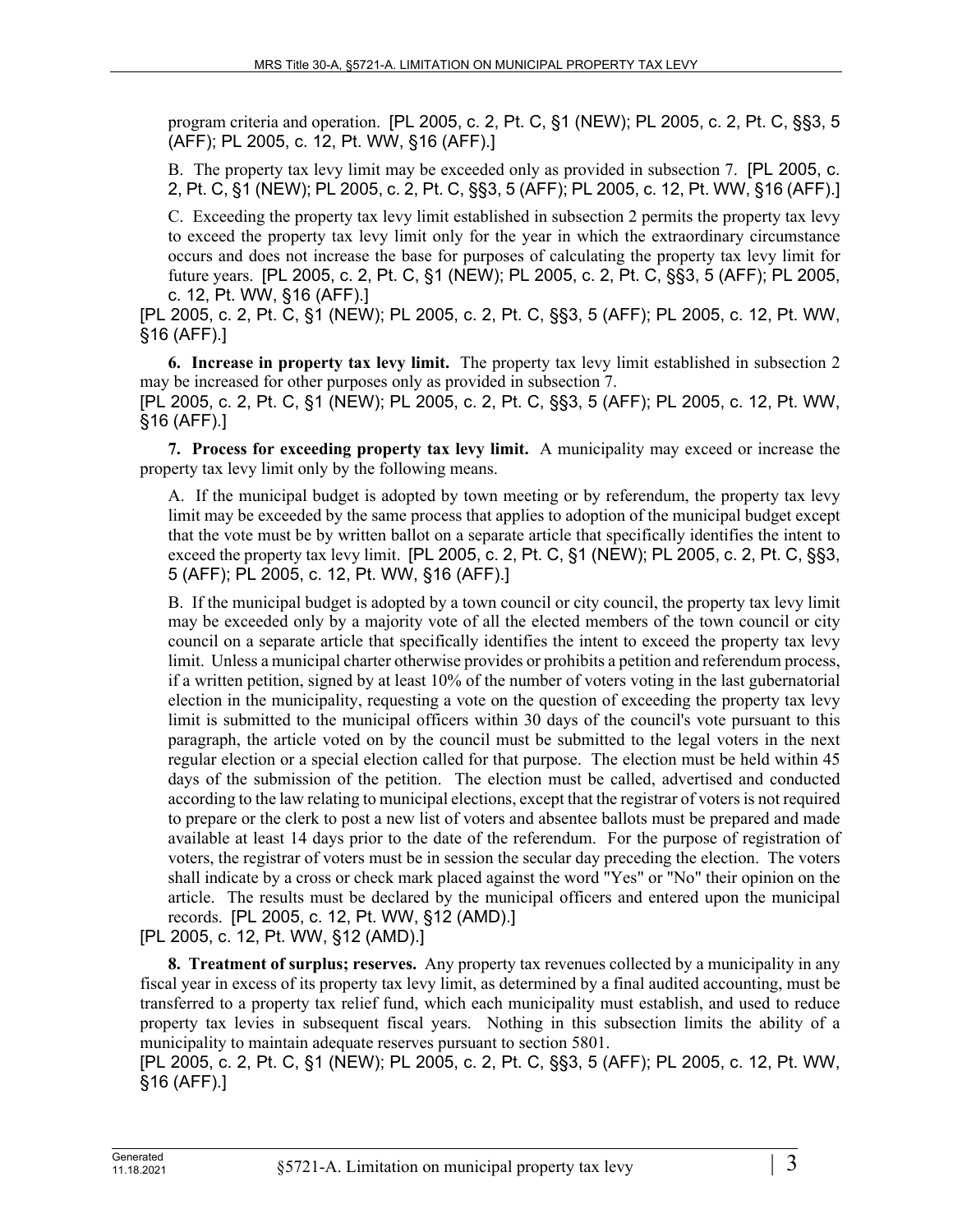program criteria and operation. [PL 2005, c. 2, Pt. C, §1 (NEW); PL 2005, c. 2, Pt. C, §§3, 5 (AFF); PL 2005, c. 12, Pt. WW, §16 (AFF).]

B. The property tax levy limit may be exceeded only as provided in subsection 7. [PL 2005, c. 2, Pt. C, §1 (NEW); PL 2005, c. 2, Pt. C, §§3, 5 (AFF); PL 2005, c. 12, Pt. WW, §16 (AFF).]

C. Exceeding the property tax levy limit established in subsection 2 permits the property tax levy to exceed the property tax levy limit only for the year in which the extraordinary circumstance occurs and does not increase the base for purposes of calculating the property tax levy limit for future years. [PL 2005, c. 2, Pt. C, §1 (NEW); PL 2005, c. 2, Pt. C, §§3, 5 (AFF); PL 2005, c. 12, Pt. WW, §16 (AFF).]

[PL 2005, c. 2, Pt. C, §1 (NEW); PL 2005, c. 2, Pt. C, §§3, 5 (AFF); PL 2005, c. 12, Pt. WW, §16 (AFF).]

**6. Increase in property tax levy limit.** The property tax levy limit established in subsection 2 may be increased for other purposes only as provided in subsection 7.

[PL 2005, c. 2, Pt. C, §1 (NEW); PL 2005, c. 2, Pt. C, §§3, 5 (AFF); PL 2005, c. 12, Pt. WW, §16 (AFF).]

**7. Process for exceeding property tax levy limit.** A municipality may exceed or increase the property tax levy limit only by the following means.

A. If the municipal budget is adopted by town meeting or by referendum, the property tax levy limit may be exceeded by the same process that applies to adoption of the municipal budget except that the vote must be by written ballot on a separate article that specifically identifies the intent to exceed the property tax levy limit. [PL 2005, c. 2, Pt. C, §1 (NEW); PL 2005, c. 2, Pt. C, §§3, 5 (AFF); PL 2005, c. 12, Pt. WW, §16 (AFF).]

B. If the municipal budget is adopted by a town council or city council, the property tax levy limit may be exceeded only by a majority vote of all the elected members of the town council or city council on a separate article that specifically identifies the intent to exceed the property tax levy limit. Unless a municipal charter otherwise provides or prohibits a petition and referendum process, if a written petition, signed by at least 10% of the number of voters voting in the last gubernatorial election in the municipality, requesting a vote on the question of exceeding the property tax levy limit is submitted to the municipal officers within 30 days of the council's vote pursuant to this paragraph, the article voted on by the council must be submitted to the legal voters in the next regular election or a special election called for that purpose. The election must be held within 45 days of the submission of the petition. The election must be called, advertised and conducted according to the law relating to municipal elections, except that the registrar of voters is not required to prepare or the clerk to post a new list of voters and absentee ballots must be prepared and made available at least 14 days prior to the date of the referendum. For the purpose of registration of voters, the registrar of voters must be in session the secular day preceding the election. The voters shall indicate by a cross or check mark placed against the word "Yes" or "No" their opinion on the article. The results must be declared by the municipal officers and entered upon the municipal records. [PL 2005, c. 12, Pt. WW, §12 (AMD).]

[PL 2005, c. 12, Pt. WW, §12 (AMD).]

**8. Treatment of surplus; reserves.** Any property tax revenues collected by a municipality in any fiscal year in excess of its property tax levy limit, as determined by a final audited accounting, must be transferred to a property tax relief fund, which each municipality must establish, and used to reduce property tax levies in subsequent fiscal years. Nothing in this subsection limits the ability of a municipality to maintain adequate reserves pursuant to section 5801.

[PL 2005, c. 2, Pt. C, §1 (NEW); PL 2005, c. 2, Pt. C, §§3, 5 (AFF); PL 2005, c. 12, Pt. WW, §16 (AFF).]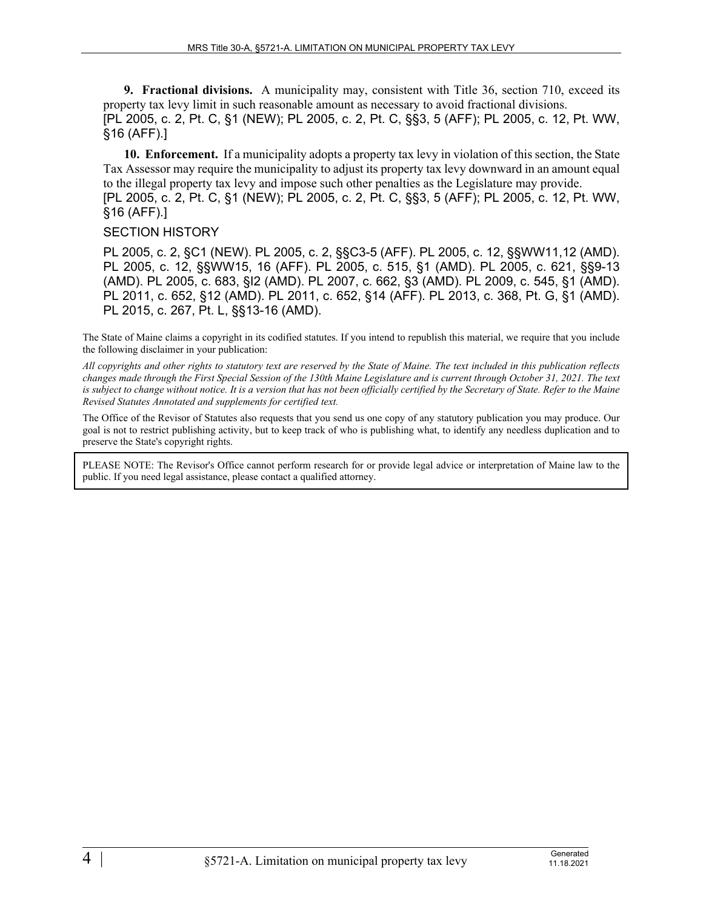**9. Fractional divisions.** A municipality may, consistent with Title 36, section 710, exceed its property tax levy limit in such reasonable amount as necessary to avoid fractional divisions.
[PL 2005, c. 2, Pt. C, §1 (NEW); PL 2005, c. 2, Pt. C, §§3, 5 (AFF); PL 2005, c. 12, Pt. WW, §16 (AFF).]

**10. Enforcement.** If a municipality adopts a property tax levy in violation of this section, the State Tax Assessor may require the municipality to adjust its property tax levy downward in an amount equal to the illegal property tax levy and impose such other penalties as the Legislature may provide.
[PL 2005, c. 2, Pt. C, §1 (NEW); PL 2005, c. 2, Pt. C, §§3, 5 (AFF); PL 2005, c. 12, Pt. WW, §16 (AFF).]

SECTION HISTORY

PL 2005, c. 2, §C1 (NEW). PL 2005, c. 2, §§C3-5 (AFF). PL 2005, c. 12, §§WW11,12 (AMD). PL 2005, c. 12, §§WW15, 16 (AFF). PL 2005, c. 515, §1 (AMD). PL 2005, c. 621, §§9-13 (AMD). PL 2005, c. 683, §I2 (AMD). PL 2007, c. 662, §3 (AMD). PL 2009, c. 545, §1 (AMD). PL 2011, c. 652, §12 (AMD). PL 2011, c. 652, §14 (AFF). PL 2013, c. 368, Pt. G, §1 (AMD). PL 2015, c. 267, Pt. L, §§13-16 (AMD).

The State of Maine claims a copyright in its codified statutes. If you intend to republish this material, we require that you include the following disclaimer in your publication:

*All copyrights and other rights to statutory text are reserved by the State of Maine. The text included in this publication reflects changes made through the First Special Session of the 130th Maine Legislature and is current through October 31, 2021. The text is subject to change without notice. It is a version that has not been officially certified by the Secretary of State. Refer to the Maine Revised Statutes Annotated and supplements for certified text.*

The Office of the Revisor of Statutes also requests that you send us one copy of any statutory publication you may produce. Our goal is not to restrict publishing activity, but to keep track of who is publishing what, to identify any needless duplication and to preserve the State's copyright rights.

PLEASE NOTE: The Revisor's Office cannot perform research for or provide legal advice or interpretation of Maine law to the public. If you need legal assistance, please contact a qualified attorney.